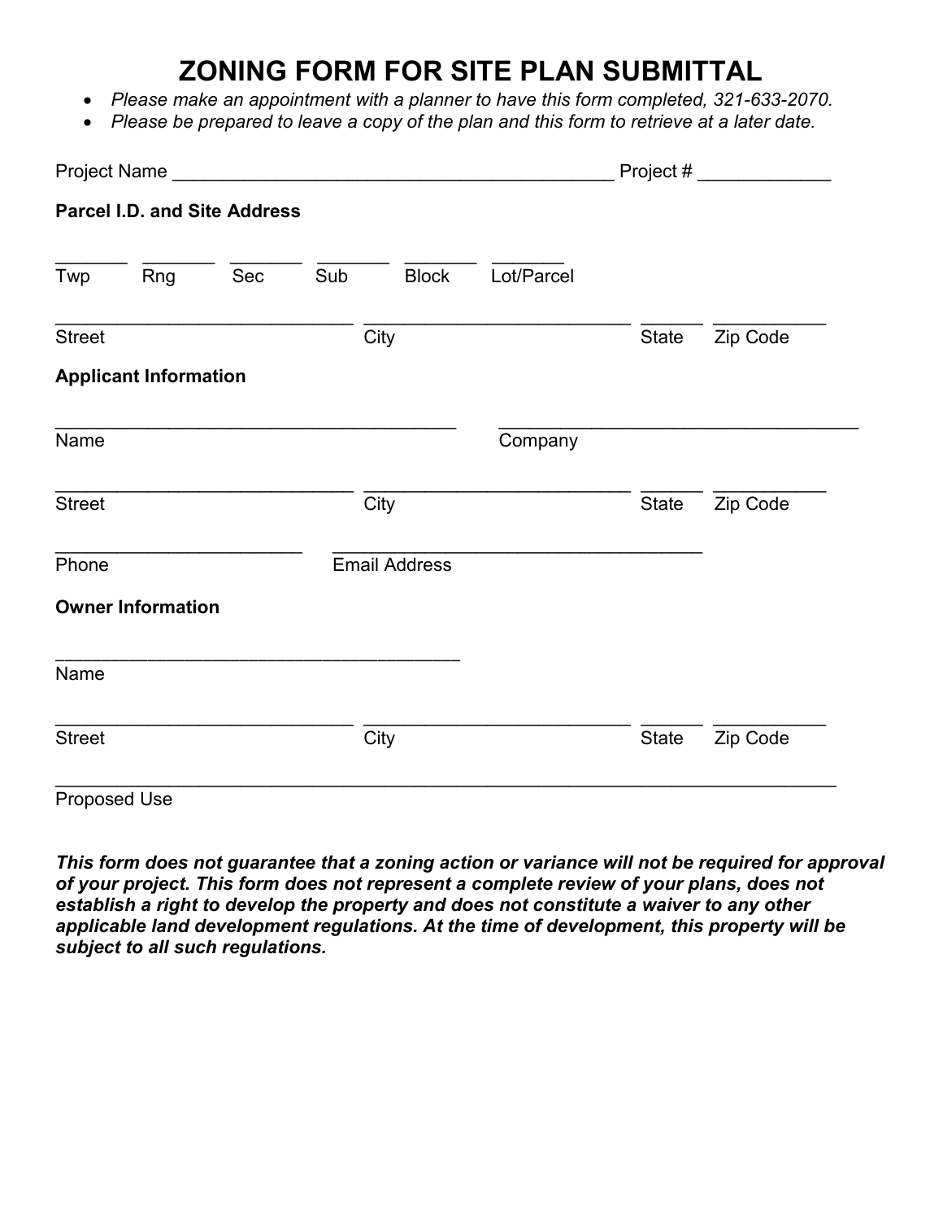# ZONING FORM FOR SITE PLAN SUBMITTAL

- *Please make an appointment with a planner to have this form completed, 321-633-2070.*
- *Please be prepared to leave a copy of the plan and this form to retrieve at a later date.*

Project Name ___________________________________________ Project # ____________

**Parcel I.D. and Site Address**

_______ _______ _______ _______ _______ _______
Twp Rng Sec Sub Block Lot/Parcel

_____________________________ __________________________ ______ ___________
Street City State Zip Code

**Applicant Information**

_______________________________________ ___________________________________
Name Company

_____________________________ __________________________ ______ ___________
Street City State Zip Code

________________________ ____________________________________
Phone Email Address

**Owner Information**

_______________________________________
Name

_____________________________ __________________________ ______ ___________
Street City State Zip Code

____________________________________________________________________________
Proposed Use

***This form does not guarantee that a zoning action or variance will not be required for approval of your project. This form does not represent a complete review of your plans, does not establish a right to develop the property and does not constitute a waiver to any other applicable land development regulations. At the time of development, this property will be subject to all such regulations.***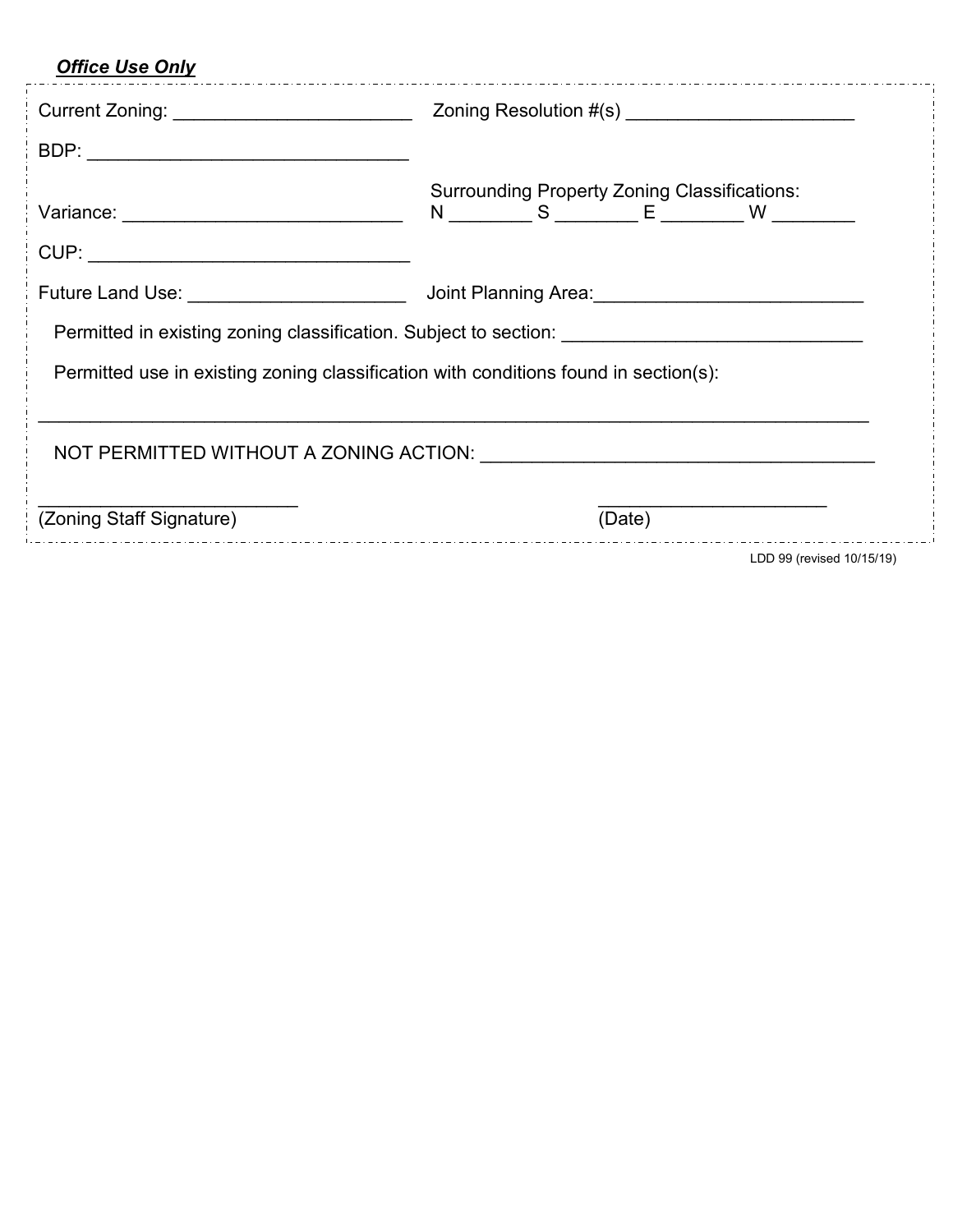***Office Use Only***

Current Zoning: _______________________ Zoning Resolution #(s) ______________________

BDP: ______________________________

Variance: ___________________________

Surrounding Property Zoning Classifications:
N ________ S ________ E ________ W ________

CUP: ______________________________

Future Land Use: _____________________ Joint Planning Area:_________________________

Permitted in existing zoning classification. Subject to section: _____________________________

Permitted use in existing zoning classification with conditions found in section(s):

_____________________________________________________________________________

NOT PERMITTED WITHOUT A ZONING ACTION: ______________________________________

_________________________ (Zoning Staff Signature)

______________________ (Date)

LDD 99 (revised 10/15/19)